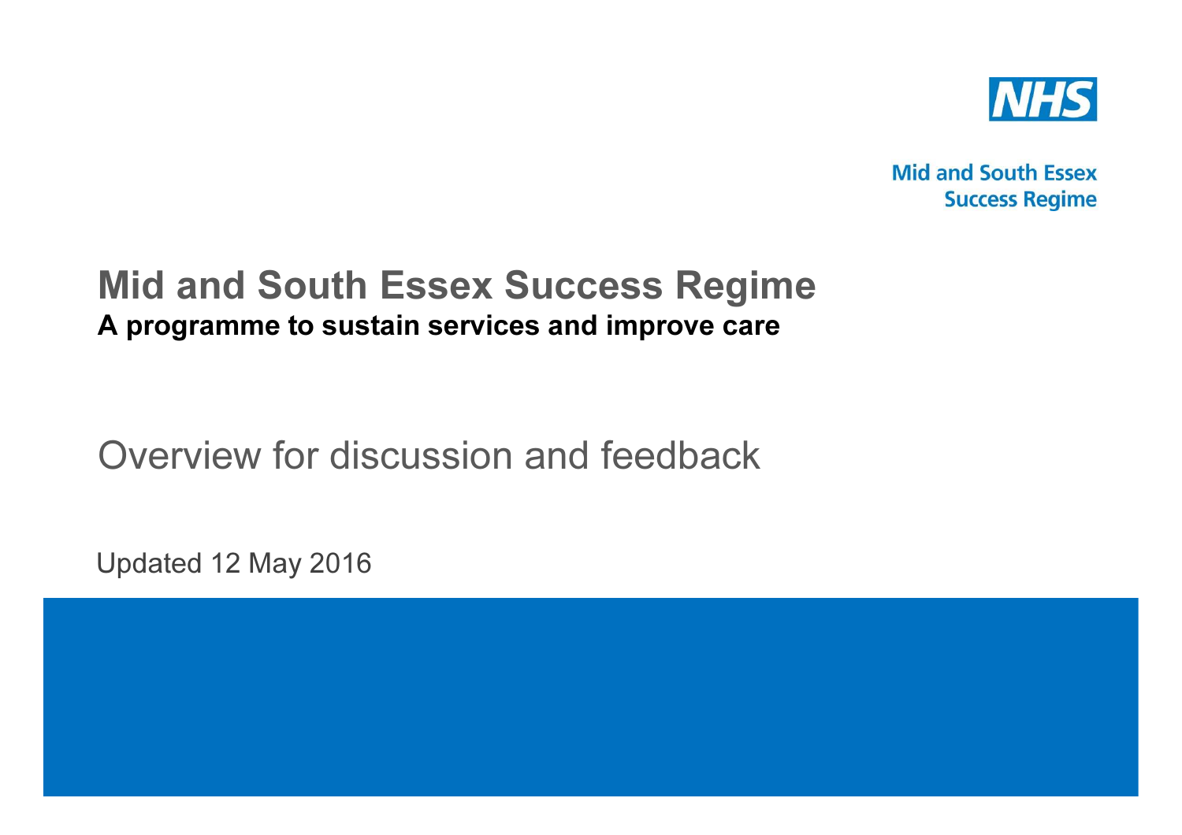NHS

Mid and South Essex
Success Regime

# Mid and South Essex Success Regime

**A programme to sustain services and improve care**

Overview for discussion and feedback

Updated 12 May 2016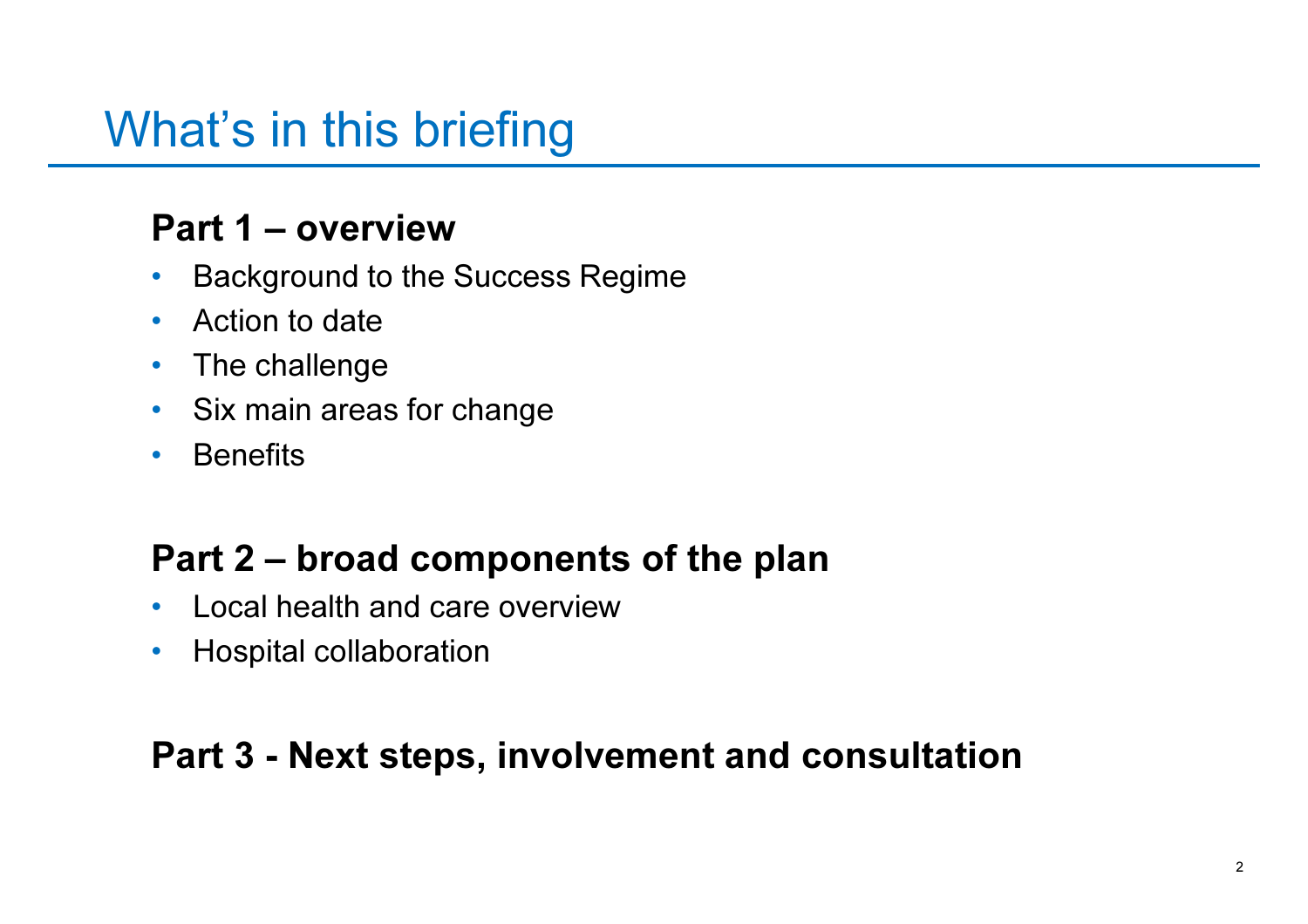# What's in this briefing

## Part 1 – overview

- Background to the Success Regime
- Action to date
- The challenge
- Six main areas for change
- Benefits

## Part 2 – broad components of the plan

- Local health and care overview
- Hospital collaboration

## Part 3 - Next steps, involvement and consultation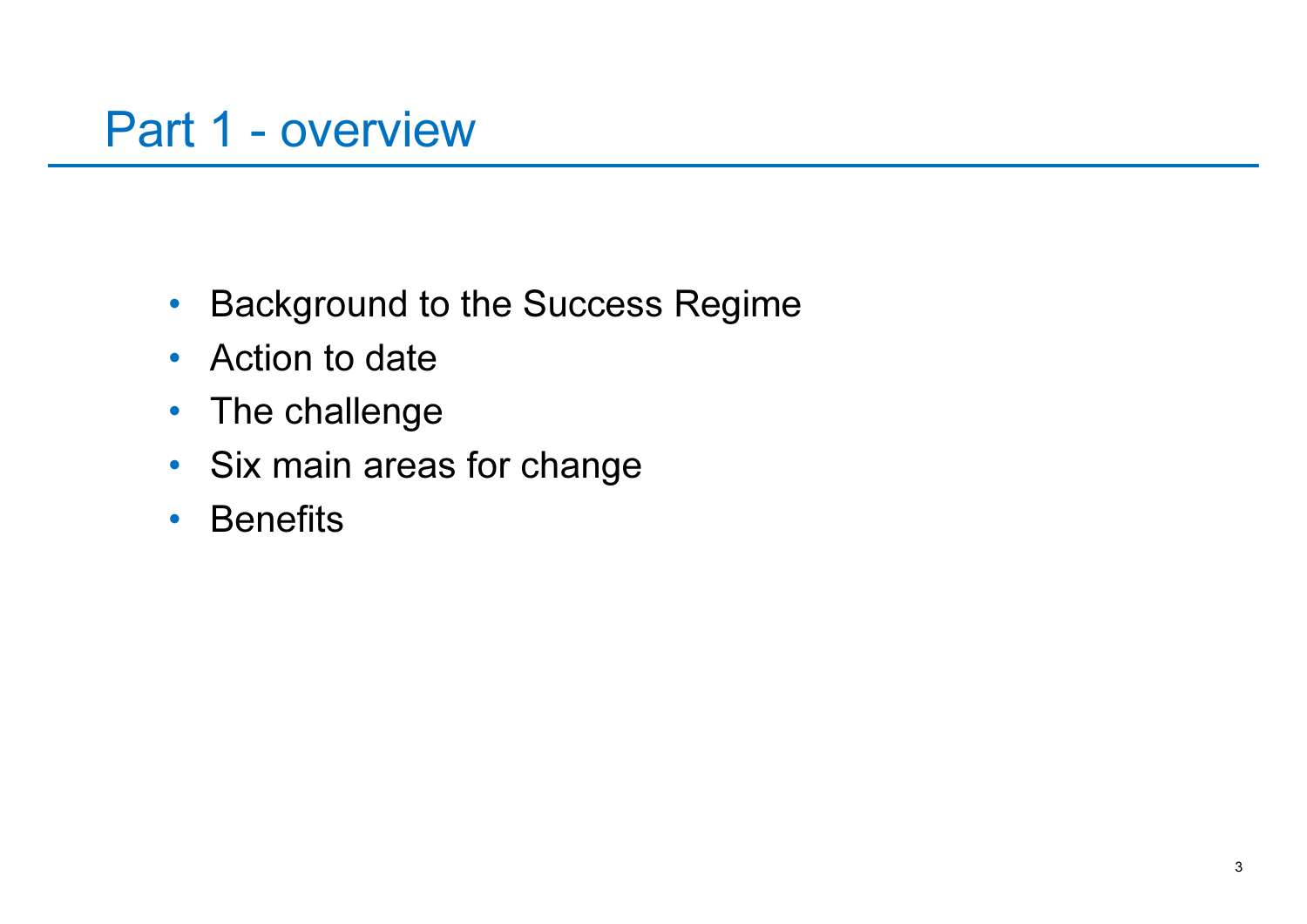# Part 1 - overview

- Background to the Success Regime
- Action to date
- The challenge
- Six main areas for change
- Benefits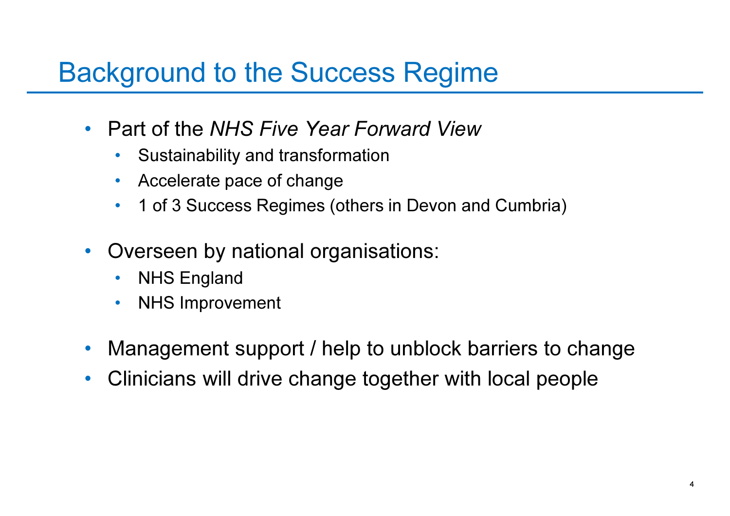# Background to the Success Regime

- Part of the *NHS Five Year Forward View*
  - Sustainability and transformation
  - Accelerate pace of change
  - 1 of 3 Success Regimes (others in Devon and Cumbria)

- Overseen by national organisations:
  - NHS England
  - NHS Improvement

- Management support / help to unblock barriers to change
- Clinicians will drive change together with local people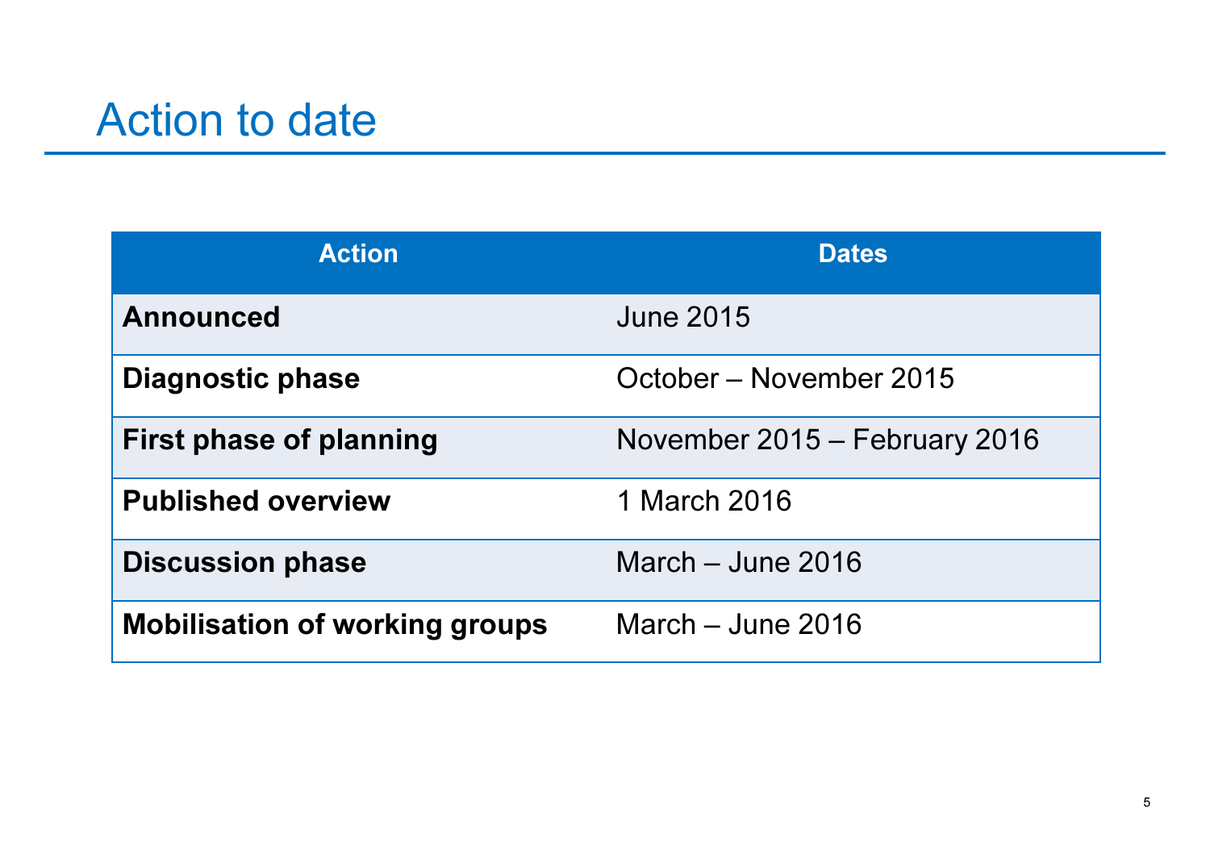# Action to date

| Action | Dates |
|---|---|
| **Announced** | June 2015 |
| **Diagnostic phase** | October – November 2015 |
| **First phase of planning** | November 2015 – February 2016 |
| **Published overview** | 1 March 2016 |
| **Discussion phase** | March – June 2016 |
| **Mobilisation of working groups** | March – June 2016 |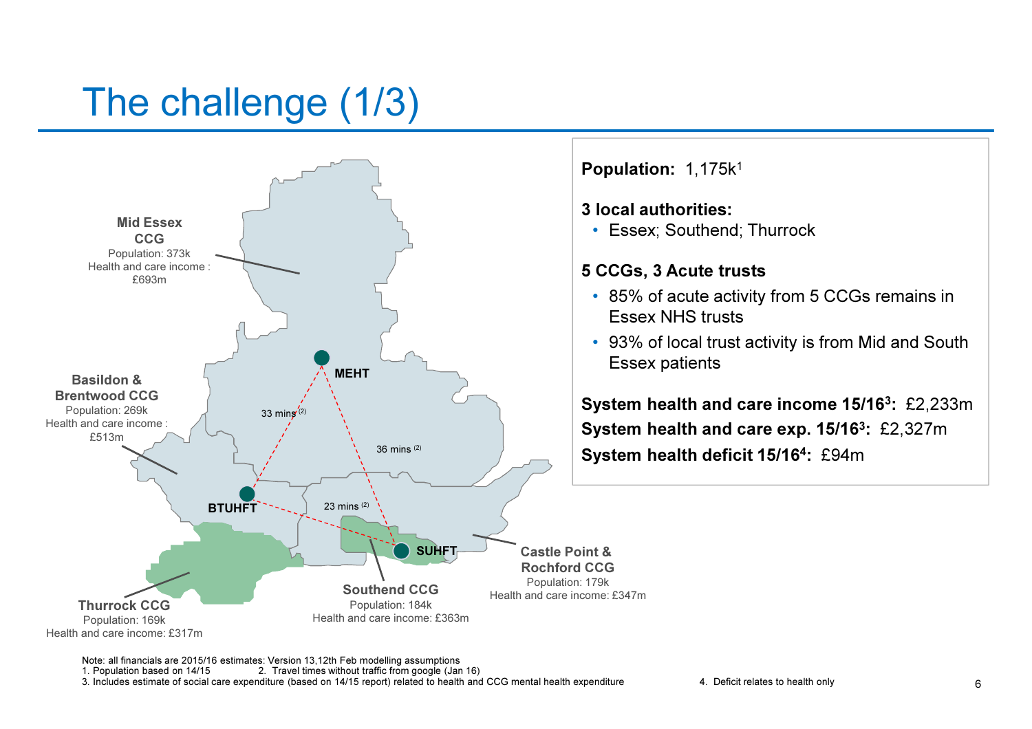# The challenge (1/3)

**Mid Essex CCG**
Population: 373k
Health and care income : £693m

**Basildon & Brentwood CCG**
Population: 269k
Health and care income : £513m

**Thurrock CCG**
Population: 169k
Health and care income: £317m

**Southend CCG**
Population: 184k
Health and care income: £363m

**Castle Point & Rochford CCG**
Population: 179k
Health and care income: £347m

MEHT – BTUHFT: 33 mins [2]
MEHT – SUHFT: 36 mins [2]
BTUHFT – SUHFT: 23 mins [2]

**Population:** 1,175k[1]

**3 local authorities:**

- Essex; Southend; Thurrock

**5 CCGs, 3 Acute trusts**

- 85% of acute activity from 5 CCGs remains in Essex NHS trusts
- 93% of local trust activity is from Mid and South Essex patients

**System health and care income 15/16[3]:** £2,233m

**System health and care exp. 15/16[3]:** £2,327m

**System health deficit 15/16[4]:** £94m

Note: all financials are 2015/16 estimates: Version 13,12th Feb modelling assumptions
1. Population based on 14/15
2. Travel times without traffic from google (Jan 16)
3. Includes estimate of social care expenditure (based on 14/15 report) related to health and CCG mental health expenditure
4. Deficit relates to health only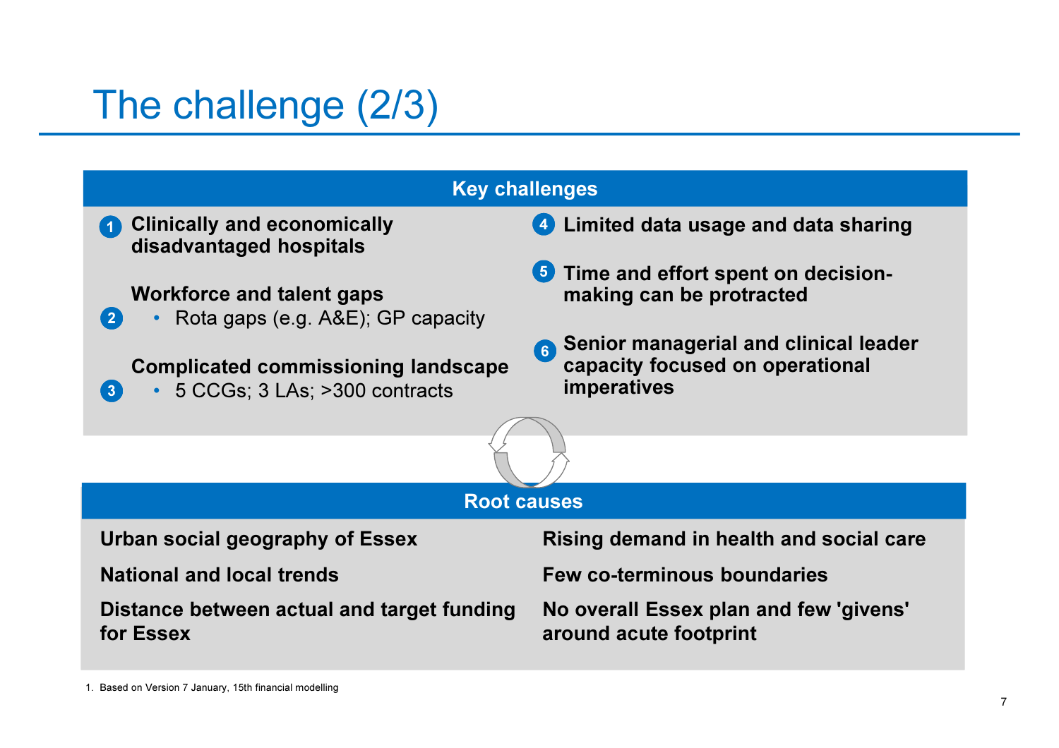# The challenge (2/3)

## Key challenges

1. **Clinically and economically disadvantaged hospitals**
2. **Workforce and talent gaps**
   - Rota gaps (e.g. A&E); GP capacity
3. **Complicated commissioning landscape**
   - 5 CCGs; 3 LAs; >300 contracts
4. **Limited data usage and data sharing**
5. **Time and effort spent on decision-making can be protracted**
6. **Senior managerial and clinical leader capacity focused on operational imperatives**

## Root causes

**Urban social geography of Essex**

**National and local trends**

**Distance between actual and target funding for Essex**

**Rising demand in health and social care**

**Few co-terminous boundaries**

**No overall Essex plan and few 'givens' around acute footprint**

1. Based on Version 7 January, 15th financial modelling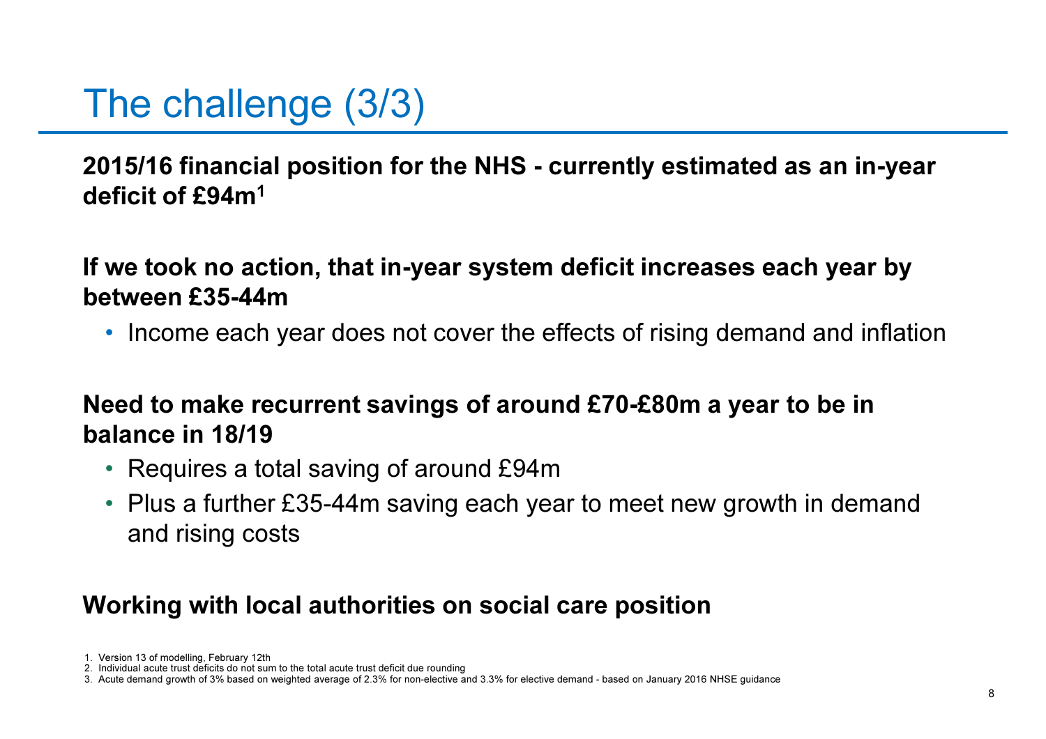# The challenge (3/3)

**2015/16 financial position for the NHS - currently estimated as an in-year deficit of £94m[1]**

**If we took no action, that in-year system deficit increases each year by between £35-44m**

- Income each year does not cover the effects of rising demand and inflation

**Need to make recurrent savings of around £70-£80m a year to be in balance in 18/19**

- Requires a total saving of around £94m
- Plus a further £35-44m saving each year to meet new growth in demand and rising costs

**Working with local authorities on social care position**

1. Version 13 of modelling, February 12th
2. Individual acute trust deficits do not sum to the total acute trust deficit due rounding
3. Acute demand growth of 3% based on weighted average of 2.3% for non-elective and 3.3% for elective demand - based on January 2016 NHSE guidance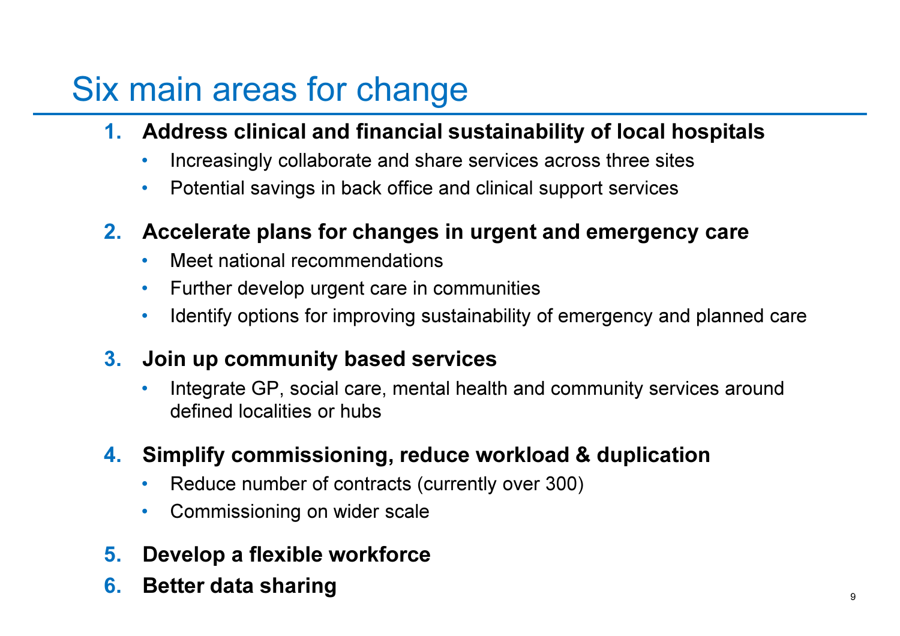# Six main areas for change

1. **Address clinical and financial sustainability of local hospitals**
   - Increasingly collaborate and share services across three sites
   - Potential savings in back office and clinical support services

2. **Accelerate plans for changes in urgent and emergency care**
   - Meet national recommendations
   - Further develop urgent care in communities
   - Identify options for improving sustainability of emergency and planned care

3. **Join up community based services**
   - Integrate GP, social care, mental health and community services around defined localities or hubs

4. **Simplify commissioning, reduce workload & duplication**
   - Reduce number of contracts (currently over 300)
   - Commissioning on wider scale

5. **Develop a flexible workforce**

6. **Better data sharing**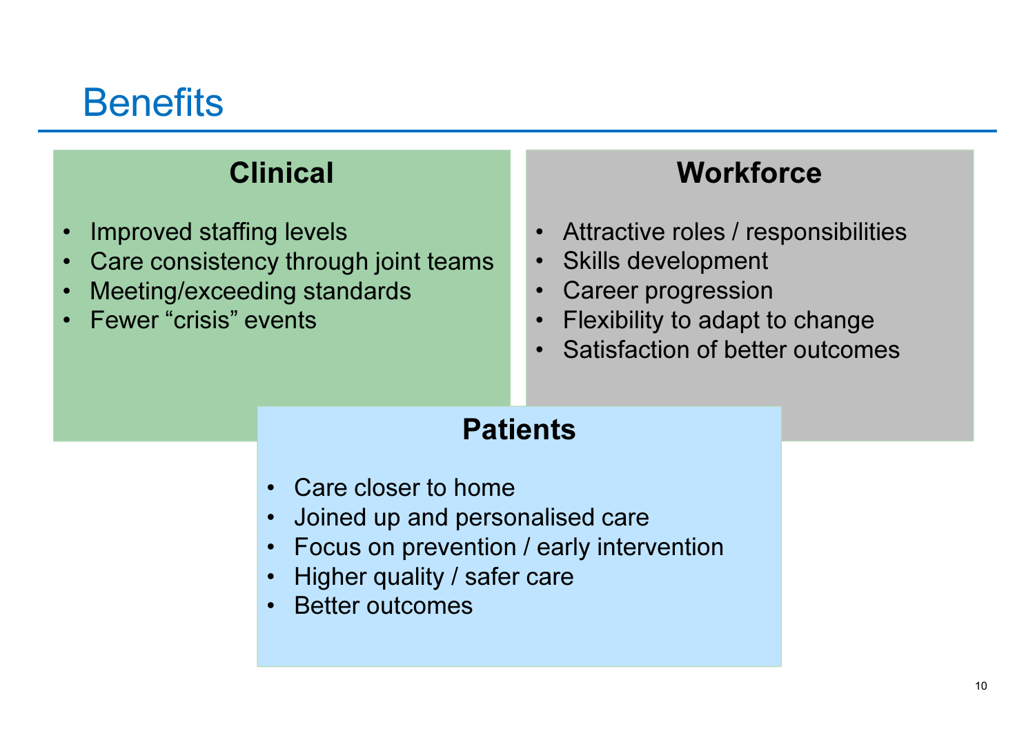# Benefits

## Clinical

- Improved staffing levels
- Care consistency through joint teams
- Meeting/exceeding standards
- Fewer "crisis" events

## Workforce

- Attractive roles / responsibilities
- Skills development
- Career progression
- Flexibility to adapt to change
- Satisfaction of better outcomes

## Patients

- Care closer to home
- Joined up and personalised care
- Focus on prevention / early intervention
- Higher quality / safer care
- Better outcomes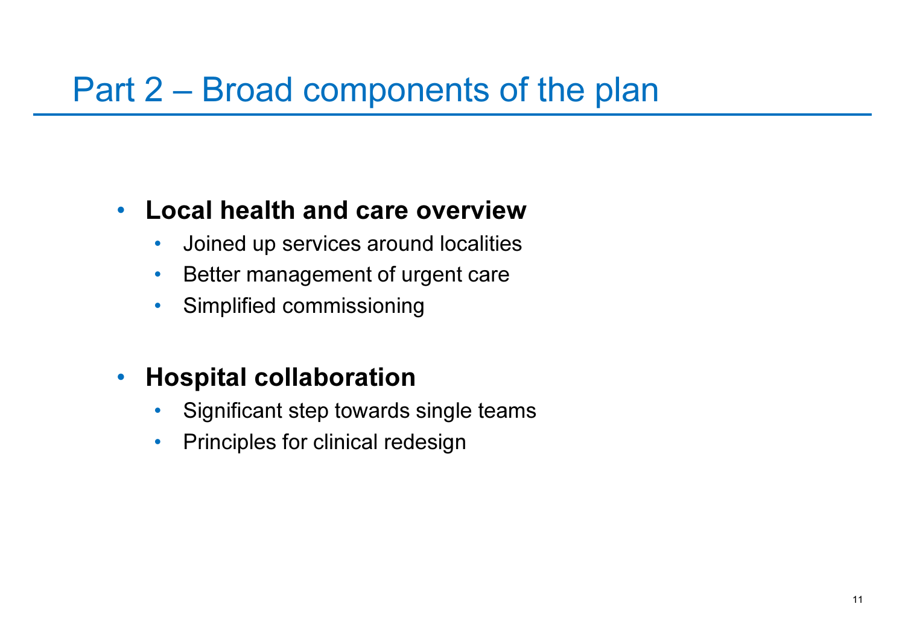# Part 2 – Broad components of the plan

- **Local health and care overview**
  - Joined up services around localities
  - Better management of urgent care
  - Simplified commissioning

- **Hospital collaboration**
  - Significant step towards single teams
  - Principles for clinical redesign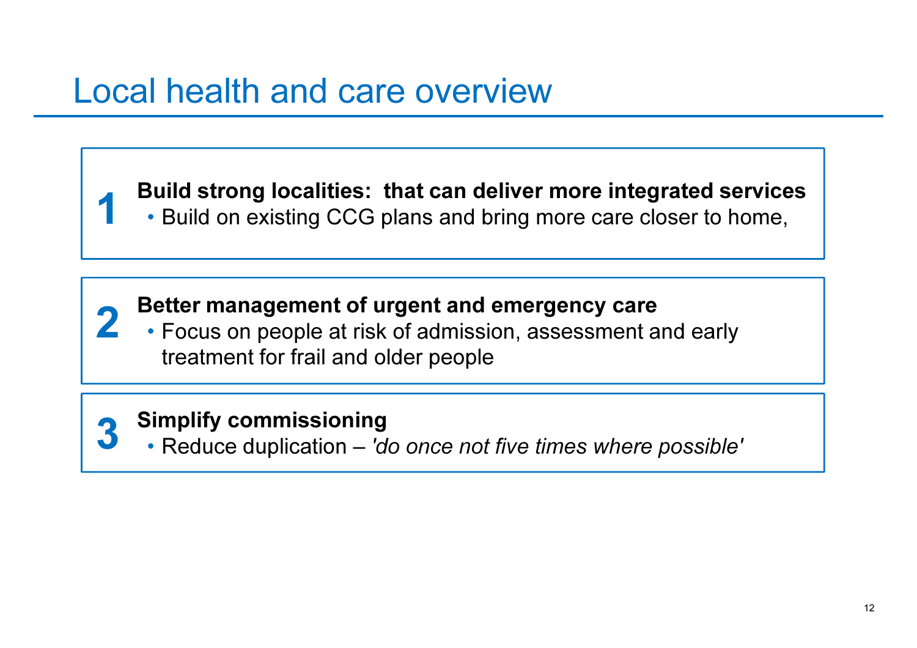# Local health and care overview

**1** **Build strong localities: that can deliver more integrated services**

- Build on existing CCG plans and bring more care closer to home,

**2** **Better management of urgent and emergency care**

- Focus on people at risk of admission, assessment and early treatment for frail and older people

**3** **Simplify commissioning**

- Reduce duplication – *'do once not five times where possible'*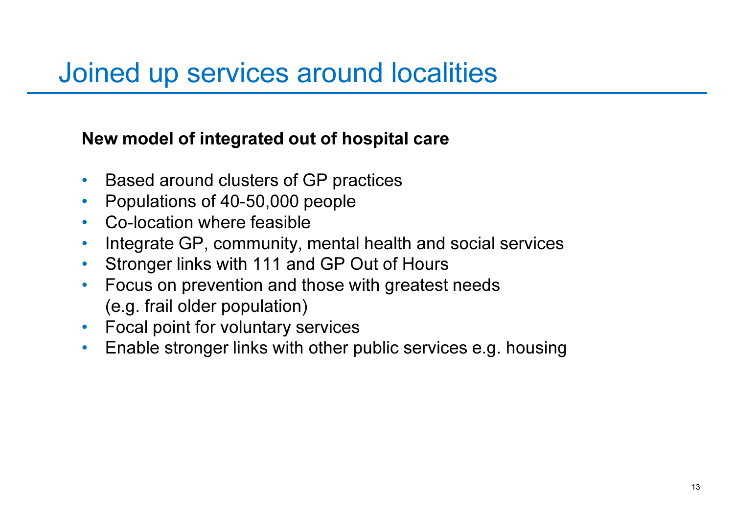# Joined up services around localities

**New model of integrated out of hospital care**

- Based around clusters of GP practices
- Populations of 40-50,000 people
- Co-location where feasible
- Integrate GP, community, mental health and social services
- Stronger links with 111 and GP Out of Hours
- Focus on prevention and those with greatest needs (e.g. frail older population)
- Focal point for voluntary services
- Enable stronger links with other public services e.g. housing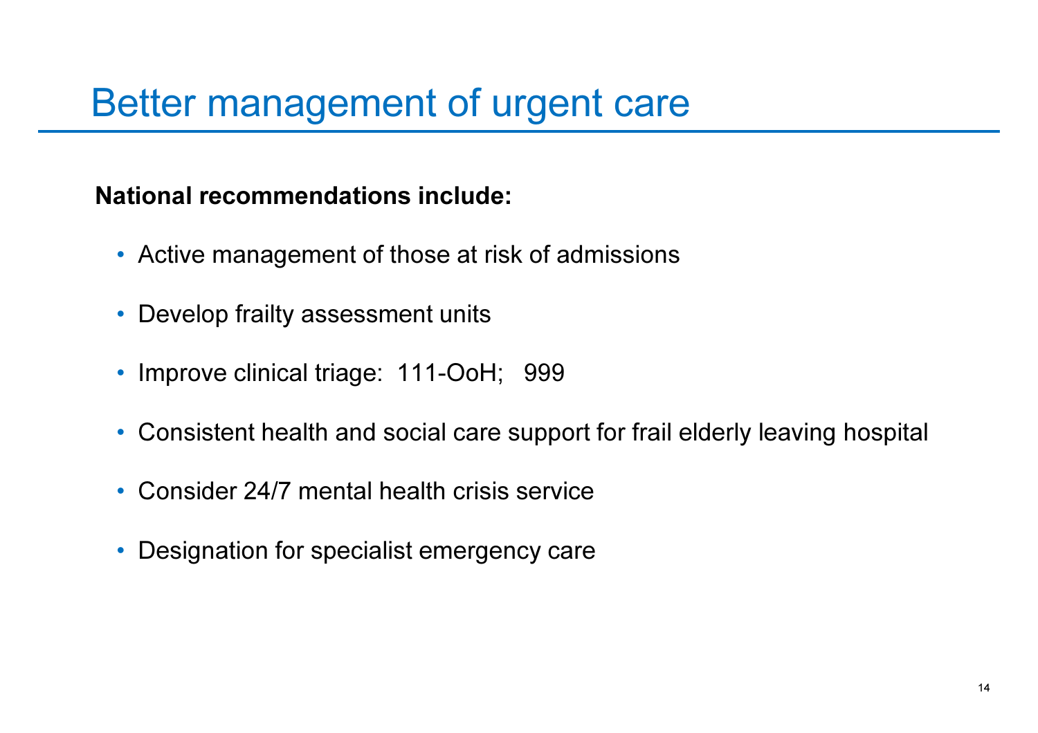# Better management of urgent care

**National recommendations include:**

- Active management of those at risk of admissions
- Develop frailty assessment units
- Improve clinical triage: 111-OoH; 999
- Consistent health and social care support for frail elderly leaving hospital
- Consider 24/7 mental health crisis service
- Designation for specialist emergency care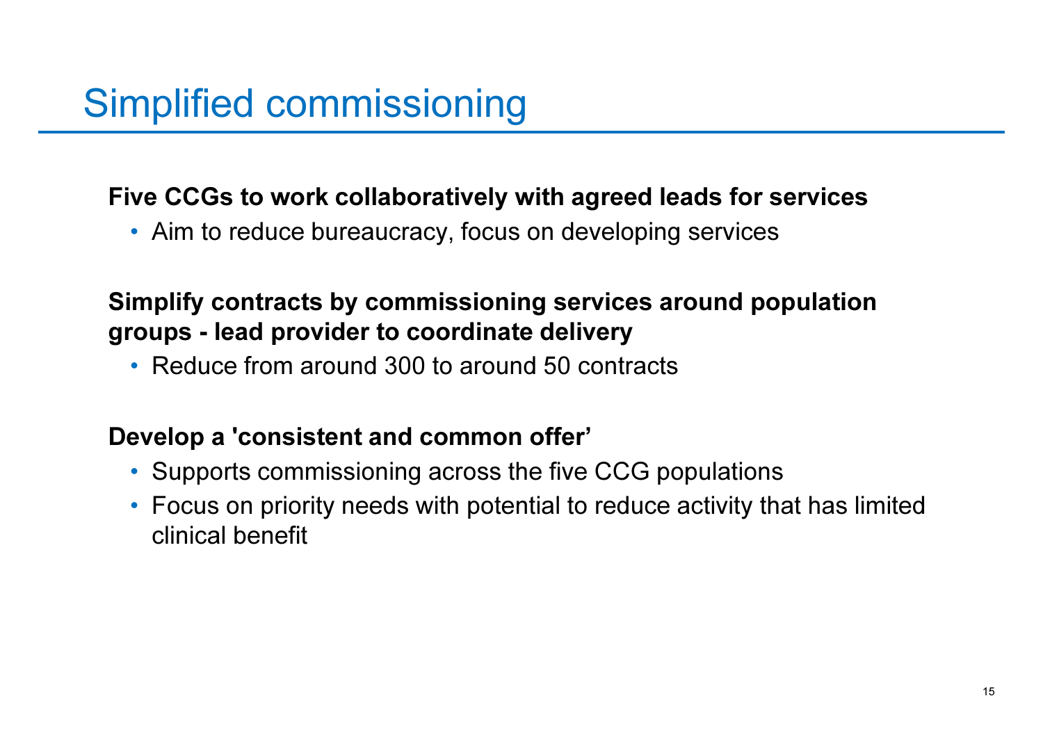# Simplified commissioning

**Five CCGs to work collaboratively with agreed leads for services**

- Aim to reduce bureaucracy, focus on developing services

**Simplify contracts by commissioning services around population groups - lead provider to coordinate delivery**

- Reduce from around 300 to around 50 contracts

**Develop a 'consistent and common offer’**

- Supports commissioning across the five CCG populations
- Focus on priority needs with potential to reduce activity that has limited clinical benefit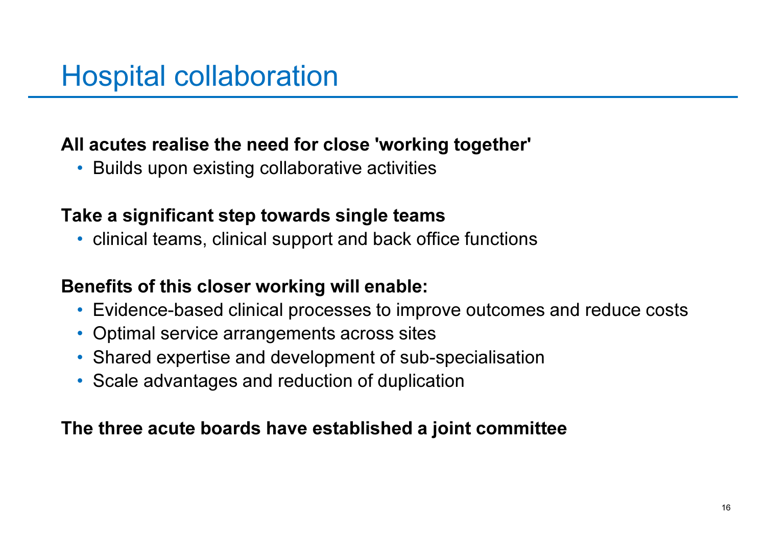# Hospital collaboration

**All acutes realise the need for close 'working together'**

- Builds upon existing collaborative activities

**Take a significant step towards single teams**

- clinical teams, clinical support and back office functions

**Benefits of this closer working will enable:**

- Evidence-based clinical processes to improve outcomes and reduce costs
- Optimal service arrangements across sites
- Shared expertise and development of sub-specialisation
- Scale advantages and reduction of duplication

**The three acute boards have established a joint committee**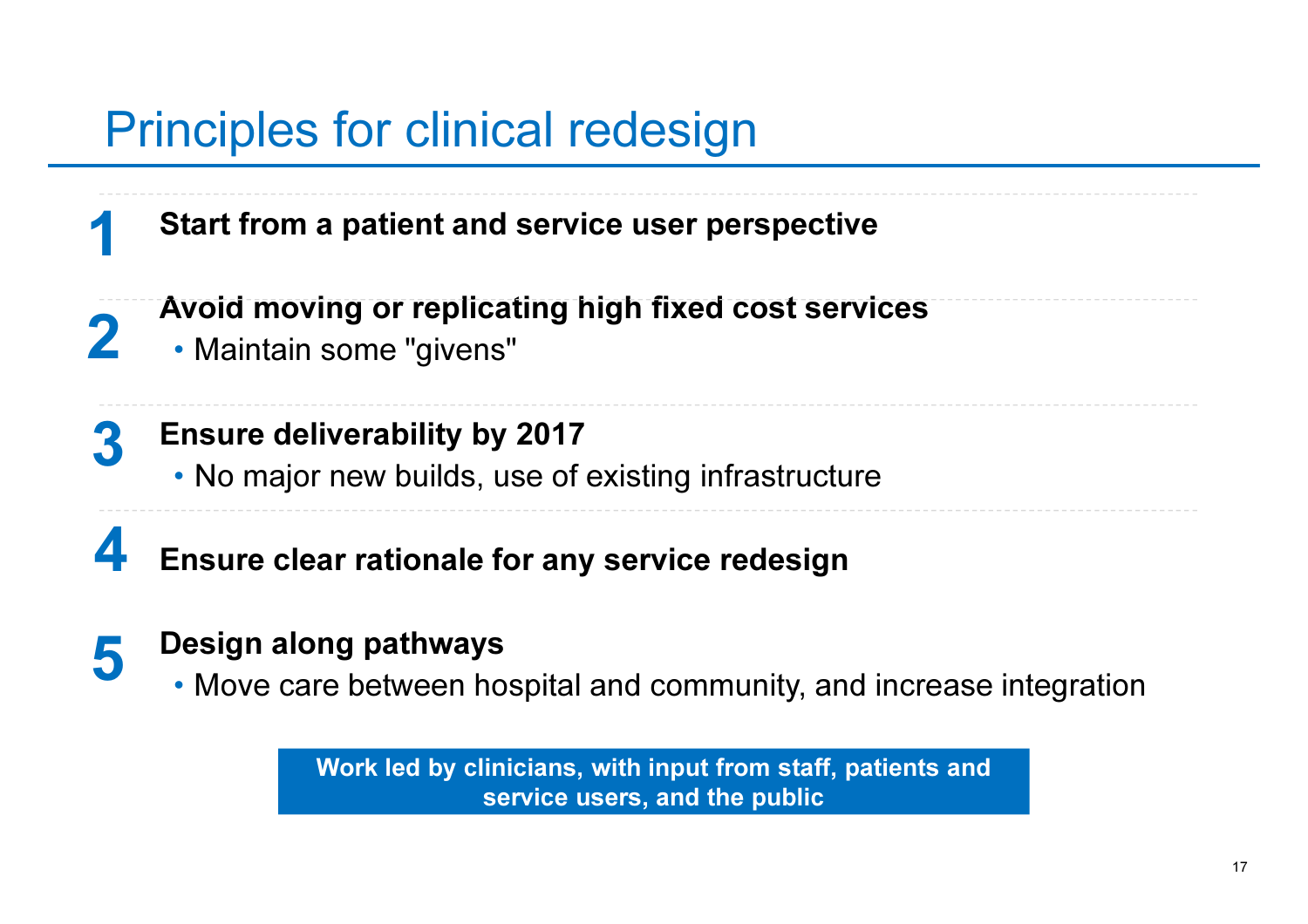# Principles for clinical redesign

**1** **Start from a patient and service user perspective**

**2** **Avoid moving or replicating high fixed cost services**
- Maintain some "givens"

**3** **Ensure deliverability by 2017**
- No major new builds, use of existing infrastructure

**4** **Ensure clear rationale for any service redesign**

**5** **Design along pathways**
- Move care between hospital and community, and increase integration

**Work led by clinicians, with input from staff, patients and service users, and the public**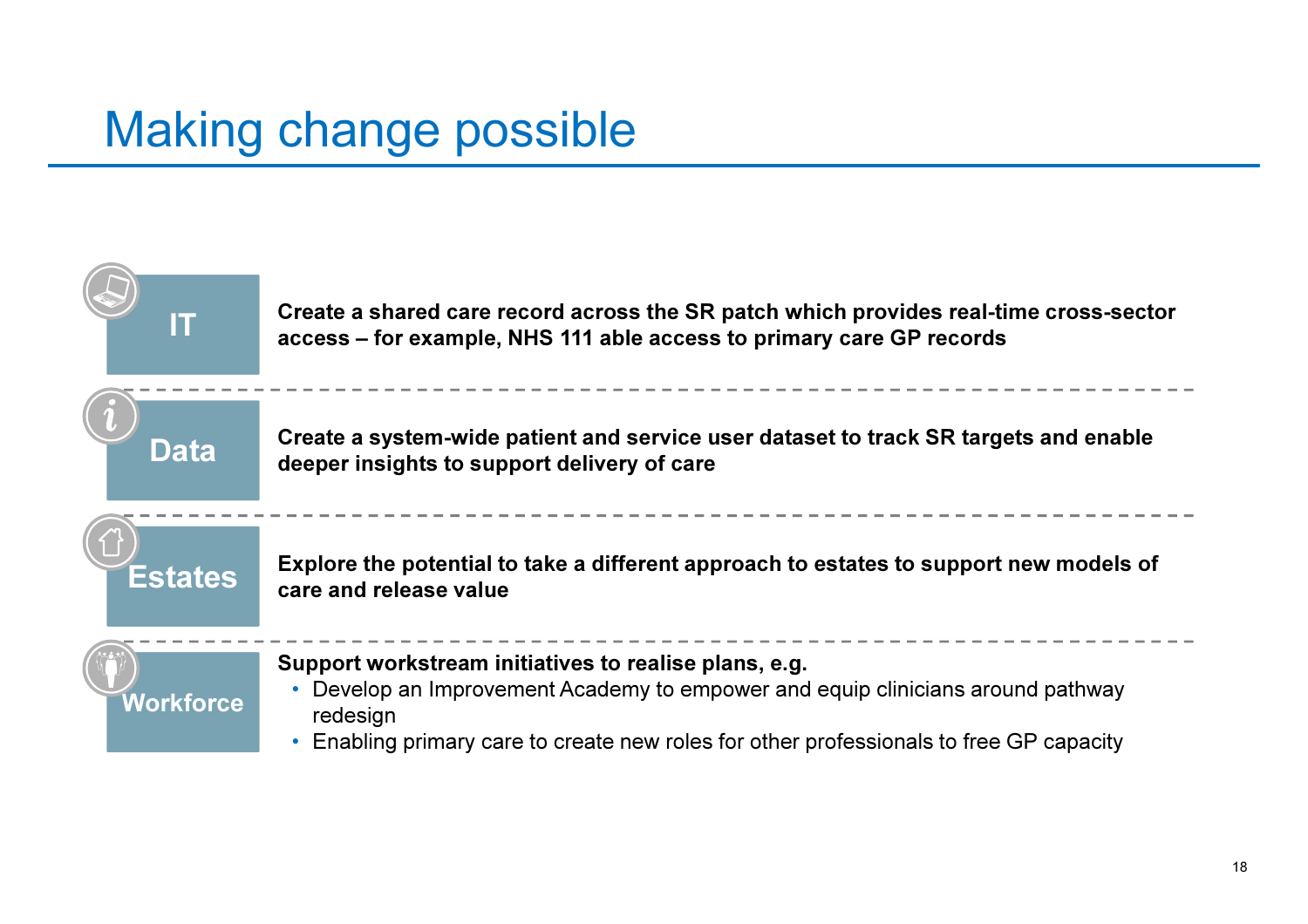# Making change possible

**IT**

**Create a shared care record across the SR patch which provides real-time cross-sector access – for example, NHS 111 able access to primary care GP records**

**Data**

**Create a system-wide patient and service user dataset to track SR targets and enable deeper insights to support delivery of care**

**Estates**

**Explore the potential to take a different approach to estates to support new models of care and release value**

**Workforce**

**Support workstream initiatives to realise plans, e.g.**

- Develop an Improvement Academy to empower and equip clinicians around pathway redesign
- Enabling primary care to create new roles for other professionals to free GP capacity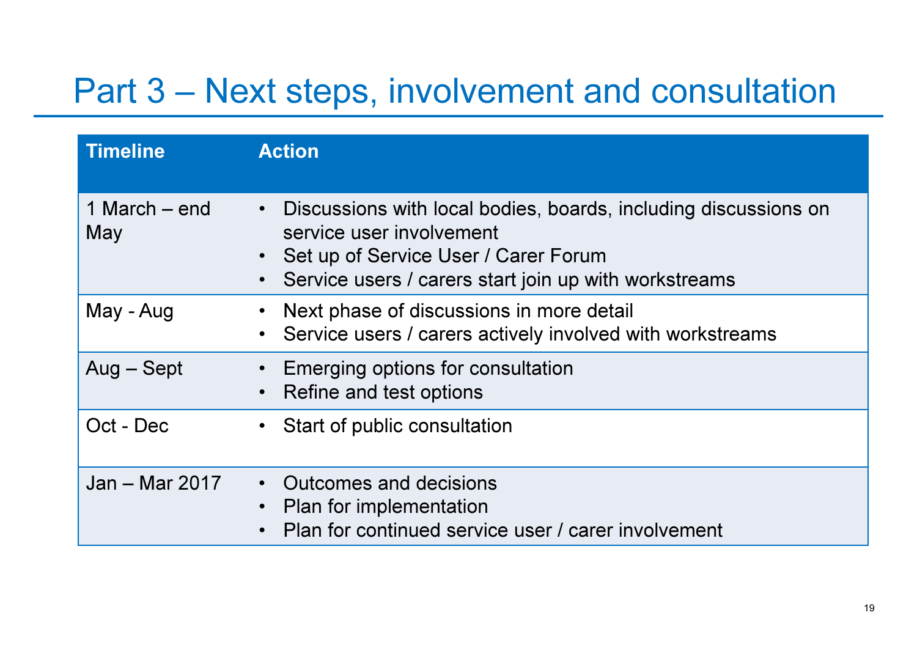# Part 3 – Next steps, involvement and consultation

| Timeline | Action |
|---|---|
| 1 March – end May | • Discussions with local bodies, boards, including discussions on service user involvement<br>• Set up of Service User / Carer Forum<br>• Service users / carers start join up with workstreams |
| May - Aug | • Next phase of discussions in more detail<br>• Service users / carers actively involved with workstreams |
| Aug – Sept | • Emerging options for consultation<br>• Refine and test options |
| Oct - Dec | • Start of public consultation |
| Jan – Mar 2017 | • Outcomes and decisions<br>• Plan for implementation<br>• Plan for continued service user / carer involvement |